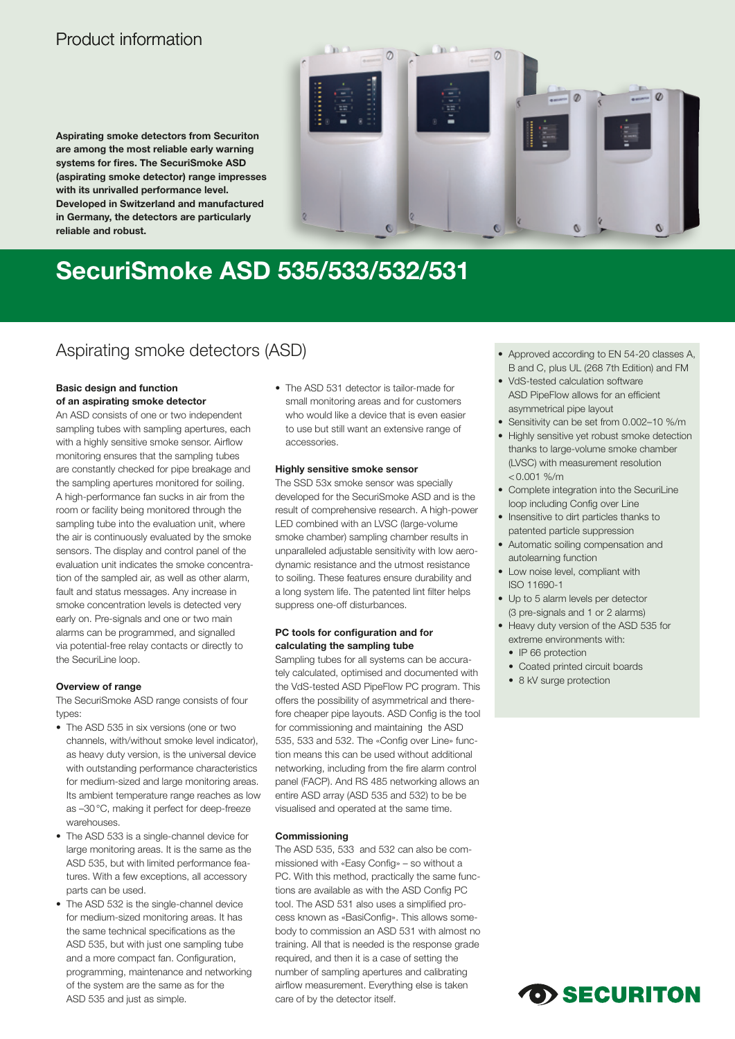Product information

**Aspirating smoke detectors from Securiton are among the most reliable early warning systems for fires. The SecuriSmoke ASD (aspirating smoke detector) range impresses with its unrivalled performance level. Developed in Switzerland and manufactured in Germany, the detectors are particularly reliable and robust.**

# SecuriSmoke ASD 535/533/532/531

## Aspirating smoke detectors (ASD)

### Basic design and function of an aspirating smoke detector

An ASD consists of one or two independent sampling tubes with sampling apertures, each with a highly sensitive smoke sensor. Airflow monitoring ensures that the sampling tubes are constantly checked for pipe breakage and the sampling apertures monitored for soiling. A high-performance fan sucks in air from the room or facility being monitored through the sampling tube into the evaluation unit, where the air is continuously evaluated by the smoke sensors. The display and control panel of the evaluation unit indicates the smoke concentration of the sampled air, as well as other alarm, fault and status messages. Any increase in smoke concentration levels is detected very early on. Pre-signals and one or two main alarms can be programmed, and signalled via potential-free relay contacts or directly to the SecuriLine loop.

### Overview of range

The SecuriSmoke ASD range consists of four types:

- The ASD 535 in six versions (one or two channels, with/without smoke level indicator), as heavy duty version, is the universal device with outstanding performance characteristics for medium-sized and large monitoring areas. Its ambient temperature range reaches as low as –30 °C, making it perfect for deep-freeze warehouses.
- The ASD 533 is a single-channel device for large monitoring areas. It is the same as the ASD 535, but with limited performance features. With a few exceptions, all accessory parts can be used.
- The ASD 532 is the single-channel device for medium-sized monitoring areas. It has the same technical specifications as the ASD 535, but with just one sampling tube and a more compact fan. Configuration, programming, maintenance and networking of the system are the same as for the ASD 535 and just as simple.
- The ASD 531 detector is tailor-made for small monitoring areas and for customers who would like a device that is even easier to use but still want an extensive range of accessories.

### Highly sensitive smoke sensor

The SSD 53x smoke sensor was specially developed for the SecuriSmoke ASD and is the result of comprehensive research. A high-power LED combined with an LVSC (large-volume smoke chamber) sampling chamber results in unparalleled adjustable sensitivity with low aerodynamic resistance and the utmost resistance to soiling. These features ensure durability and a long system life. The patented lint filter helps suppress one-off disturbances.

### PC tools for configuration and for calculating the sampling tube

Sampling tubes for all systems can be accurately calculated, optimised and documented with the VdS-tested ASD PipeFlow PC program. This offers the possibility of asymmetrical and therefore cheaper pipe layouts. ASD Config is the tool for commissioning and maintaining the ASD 535, 533 and 532. The «Config over Line» function means this can be used without additional networking, including from the fire alarm control panel (FACP). And RS 485 networking allows an entire ASD array (ASD 535 and 532) to be be visualised and operated at the same time.

### Commissioning

The ASD 535, 533 and 532 can also be commissioned with «Easy Config» – so without a PC. With this method, practically the same functions are available as with the ASD Config PC tool. The ASD 531 also uses a simplified process known as «BasiConfig». This allows somebody to commission an ASD 531 with almost no training. All that is needed is the response grade required, and then it is a case of setting the number of sampling apertures and calibrating airflow measurement. Everything else is taken care of by the detector itself.

- Approved according to EN 54-20 classes A, B and C, plus UL (268 7th Edition) and FM
- VdS-tested calculation software ASD PipeFlow allows for an efficient asymmetrical pipe layout
- Sensitivity can be set from 0.002–10 %/m
- Highly sensitive yet robust smoke detection thanks to large-volume smoke chamber (LVSC) with measurement resolution < 0.001 %/m
- Complete integration into the SecuriLine loop including Config over Line
- Insensitive to dirt particles thanks to patented particle suppression
- Automatic soiling compensation and autolearning function
- Low noise level, compliant with ISO 11690-1
- Up to 5 alarm levels per detector (3 pre-signals and 1 or 2 alarms)
- Heavy duty version of the ASD 535 for extreme environments with:
  - IP 66 protection
  - Coated printed circuit boards
  - 8 kV surge protection

SECURITON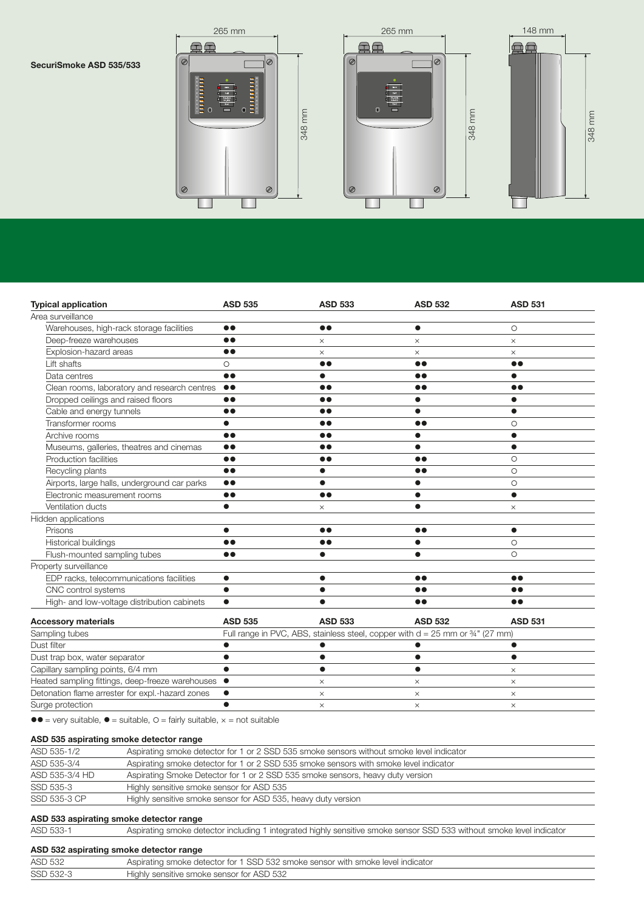**SecuriSmoke ASD 535/533**

265 mm | 348 mm | 265 mm | 348 mm | 148 mm | 348 mm

| Typical application | ASD 535 | ASD 533 | ASD 532 | ASD 531 |
|---|---|---|---|---|
| Area surveillance | | | | |
| Warehouses, high-rack storage facilities | ●● | ●● | ● | ○ |
| Deep-freeze warehouses | ●● | × | × | × |
| Explosion-hazard areas | ●● | × | × | × |
| Lift shafts | ○ | ●● | ●● | ●● |
| Data centres | ●● | ● | ●● | ● |
| Clean rooms, laboratory and research centres | ●● | ●● | ●● | ●● |
| Dropped ceilings and raised floors | ●● | ●● | ● | ● |
| Cable and energy tunnels | ●● | ●● | ● | ● |
| Transformer rooms | ● | ●● | ●● | ○ |
| Archive rooms | ●● | ●● | ● | ● |
| Museums, galleries, theatres and cinemas | ●● | ●● | ● | ● |
| Production facilities | ●● | ●● | ●● | ○ |
| Recycling plants | ●● | ● | ●● | ○ |
| Airports, large halls, underground car parks | ●● | ● | ● | ○ |
| Electronic measurement rooms | ●● | ●● | ● | ● |
| Ventilation ducts | ● | × | ● | × |
| Hidden applications | | | | |
| Prisons | ● | ●● | ●● | ● |
| Historical buildings | ●● | ●● | ● | ○ |
| Flush-mounted sampling tubes | ●● | ● | ● | ○ |
| Property surveillance | | | | |
| EDP racks, telecommunications facilities | ● | ● | ●● | ●● |
| CNC control systems | ● | ● | ●● | ●● |
| High- and low-voltage distribution cabinets | ● | ● | ●● | ●● |

| Accessory materials | ASD 535 | ASD 533 | ASD 532 | ASD 531 |
|---|---|---|---|---|
| Sampling tubes | Full range in PVC, ABS, stainless steel, copper with d = 25 mm or ¾" (27 mm) | | | |
| Dust filter | ● | ● | ● | ● |
| Dust trap box, water separator | ● | ● | ● | ● |
| Capillary sampling points, 6/4 mm | ● | ● | ● | × |
| Heated sampling fittings, deep-freeze warehouses | ● | × | × | × |
| Detonation flame arrester for expl.-hazard zones | ● | × | × | × |
| Surge protection | ● | × | × | × |

●● = very suitable, ● = suitable, ○ = fairly suitable, × = not suitable

**ASD 535 aspirating smoke detector range**

| | |
|---|---|
| ASD 535-1/2 | Aspirating smoke detector for 1 or 2 SSD 535 smoke sensors without smoke level indicator |
| ASD 535-3/4 | Aspirating smoke detector for 1 or 2 SSD 535 smoke sensors with smoke level indicator |
| ASD 535-3/4 HD | Aspirating Smoke Detector for 1 or 2 SSD 535 smoke sensors, heavy duty version |
| SSD 535-3 | Highly sensitive smoke sensor for ASD 535 |
| SSD 535-3 CP | Highly sensitive smoke sensor for ASD 535, heavy duty version |

**ASD 533 aspirating smoke detector range**

| | |
|---|---|
| ASD 533-1 | Aspirating smoke detector including 1 integrated highly sensitive smoke sensor SSD 533 without smoke level indicator |

**ASD 532 aspirating smoke detector range**

| | |
|---|---|
| ASD 532 | Aspirating smoke detector for 1 SSD 532 smoke sensor with smoke level indicator |
| SSD 532-3 | Highly sensitive smoke sensor for ASD 532 |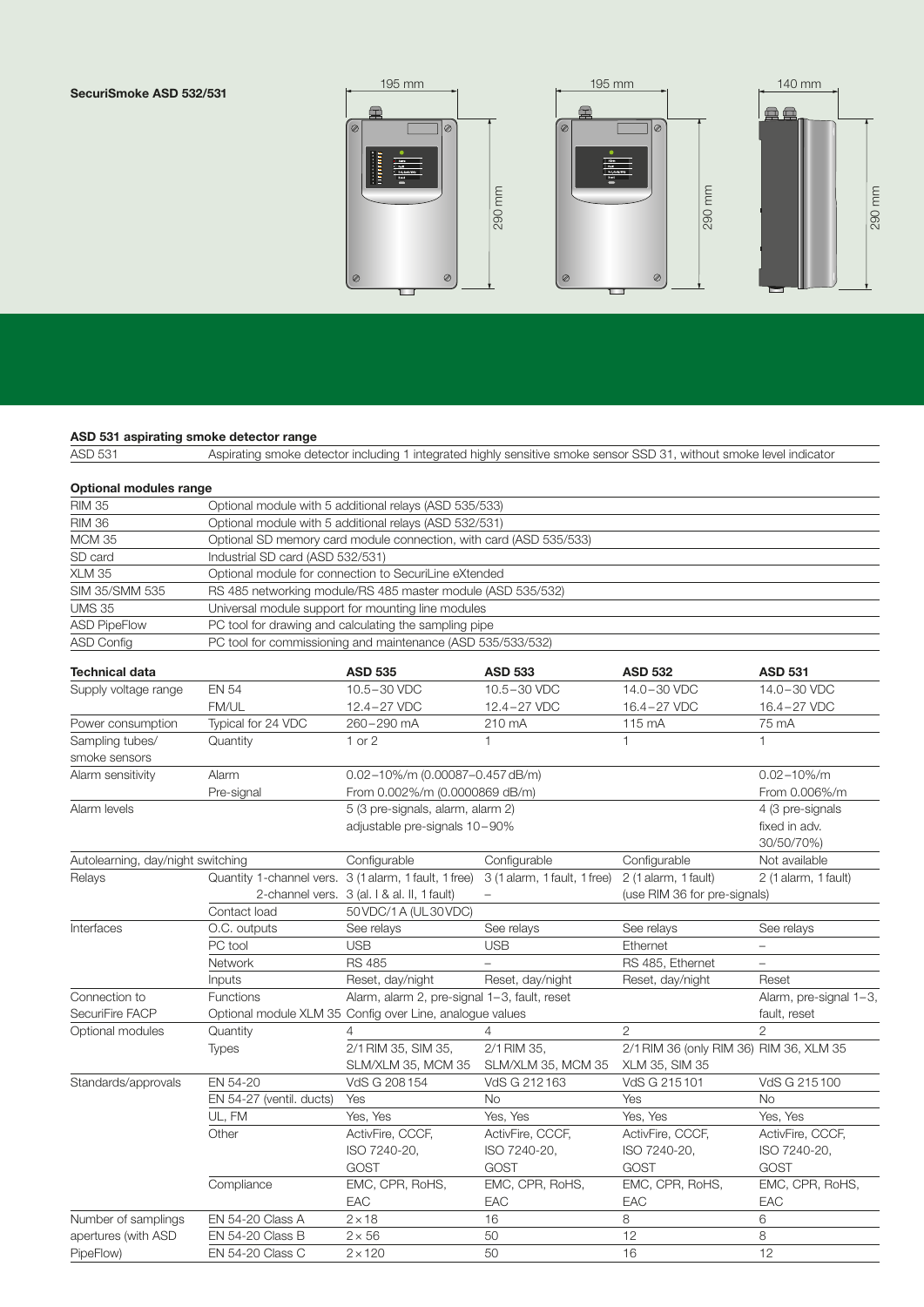**SecuriSmoke ASD 532/531**

195 mm | 195 mm | 140 mm | 290 mm

### ASD 531 aspirating smoke detector range

| | |
|---|---|
| ASD 531 | Aspirating smoke detector including 1 integrated highly sensitive smoke sensor SSD 31, without smoke level indicator |

### Optional modules range

| | |
|---|---|
| RIM 35 | Optional module with 5 additional relays (ASD 535/533) |
| RIM 36 | Optional module with 5 additional relays (ASD 532/531) |
| MCM 35 | Optional SD memory card module connection, with card (ASD 535/533) |
| SD card | Industrial SD card (ASD 532/531) |
| XLM 35 | Optional module for connection to SecuriLine eXtended |
| SIM 35/SMM 535 | RS 485 networking module/RS 485 master module (ASD 535/532) |
| UMS 35 | Universal module support for mounting line modules |
| ASD PipeFlow | PC tool for drawing and calculating the sampling pipe |
| ASD Config | PC tool for commissioning and maintenance (ASD 535/533/532) |

| Technical data | | ASD 535 | ASD 533 | ASD 532 | ASD 531 |
|---|---|---|---|---|---|
| Supply voltage range | EN 54 | 10.5–30 VDC | 10.5–30 VDC | 14.0–30 VDC | 14.0–30 VDC |
| | FM/UL | 12.4–27 VDC | 12.4–27 VDC | 16.4–27 VDC | 16.4–27 VDC |
| Power consumption | Typical for 24 VDC | 260–290 mA | 210 mA | 115 mA | 75 mA |
| Sampling tubes/ smoke sensors | Quantity | 1 or 2 | 1 | 1 | 1 |
| Alarm sensitivity | Alarm | 0.02–10%/m (0.00087–0.457 dB/m) | | | 0.02–10%/m |
| | Pre-signal | From 0.002%/m (0.0000869 dB/m) | | | From 0.006%/m |
| Alarm levels | | 5 (3 pre-signals, alarm, alarm 2) adjustable pre-signals 10–90% | | | 4 (3 pre-signals fixed in adv. 30/50/70%) |
| Autolearning, day/night switching | | Configurable | Configurable | Configurable | Not available |
| Relays | Quantity 1-channel vers. | 3 (1 alarm, 1 fault, 1 free) | 3 (1 alarm, 1 fault, 1 free) | 2 (1 alarm, 1 fault) | 2 (1 alarm, 1 fault) |
| | 2-channel vers. | 3 (al. I & al. II, 1 fault) | – | (use RIM 36 for pre-signals) | |
| | Contact load | 50 VDC/1 A (UL 30 VDC) | | | |
| Interfaces | O.C. outputs | See relays | See relays | See relays | See relays |
| | PC tool | USB | USB | Ethernet | – |
| | Network | RS 485 | – | RS 485, Ethernet | – |
| | Inputs | Reset, day/night | Reset, day/night | Reset, day/night | Reset |
| Connection to SecuriFire FACP | Functions | Alarm, alarm 2, pre-signal 1–3, fault, reset | | | Alarm, pre-signal 1–3, fault, reset |
| | Optional module XLM 35 | Config over Line, analogue values | | | |
| Optional modules | Quantity | 4 | 4 | 2 | 2 |
| | Types | 2/1 RIM 35, SIM 35, SLM/XLM 35, MCM 35 | 2/1 RIM 35, SLM/XLM 35, MCM 35 | 2/1 RIM 36 (only RIM 36) XLM 35, SIM 35 | RIM 36, XLM 35 |
| Standards/approvals | EN 54-20 | VdS G 208154 | VdS G 212163 | VdS G 215101 | VdS G 215100 |
| | EN 54-27 (ventil. ducts) | Yes | No | Yes | No |
| | UL, FM | Yes, Yes | Yes, Yes | Yes, Yes | Yes, Yes |
| | Other | ActivFire, CCCF, ISO 7240-20, GOST | ActivFire, CCCF, ISO 7240-20, GOST | ActivFire, CCCF, ISO 7240-20, GOST | ActivFire, CCCF, ISO 7240-20, GOST |
| | Compliance | EMC, CPR, RoHS, EAC | EMC, CPR, RoHS, EAC | EMC, CPR, RoHS, EAC | EMC, CPR, RoHS, EAC |
| Number of samplings apertures (with ASD PipeFlow) | EN 54-20 Class A | 2 × 18 | 16 | 8 | 6 |
| | EN 54-20 Class B | 2 × 56 | 50 | 12 | 8 |
| | EN 54-20 Class C | 2 × 120 | 50 | 16 | 12 |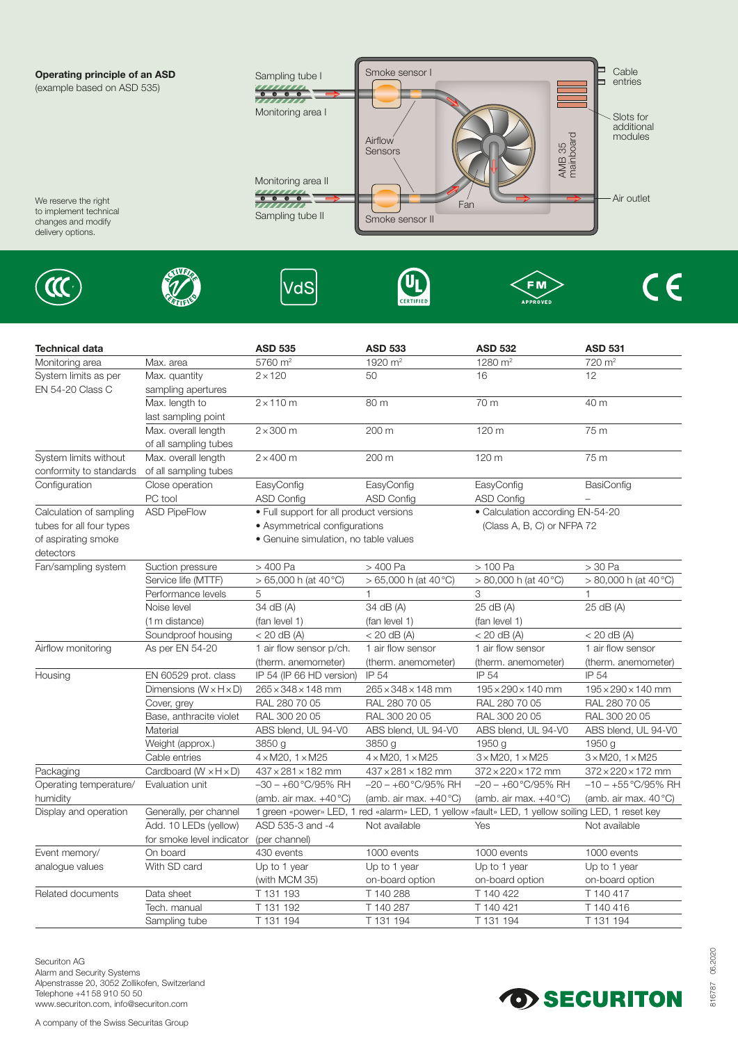**Operating principle of an ASD**
(example based on ASD 535)

Sampling tube I
Monitoring area I
Monitoring area II
Sampling tube II
Smoke sensor I
Airflow Sensors
Smoke sensor II
Fan
AMB 35 mainboard
Cable entries
Slots for additional modules
Air outlet

We reserve the right to implement technical changes and modify delivery options.

| Technical data | | ASD 535 | ASD 533 | ASD 532 | ASD 531 |
|---|---|---|---|---|---|
| Monitoring area | Max. area | 5760 m² | 1920 m² | 1280 m² | 720 m² |
| System limits as per EN 54-20 Class C | Max. quantity sampling apertures | 2 × 120 | 50 | 16 | 12 |
| | Max. length to last sampling point | 2 × 110 m | 80 m | 70 m | 40 m |
| | Max. overall length of all sampling tubes | 2 × 300 m | 200 m | 120 m | 75 m |
| System limits without conformity to standards | Max. overall length of all sampling tubes | 2 × 400 m | 200 m | 120 m | 75 m |
| Configuration | Close operation | EasyConfig | EasyConfig | EasyConfig | BasiConfig |
| | PC tool | ASD Config | ASD Config | ASD Config | – |
| Calculation of sampling tubes for all four types of aspirating smoke detectors | ASD PipeFlow | • Full support for all product versions<br>• Asymmetrical configurations<br>• Genuine simulation, no table values | | • Calculation according EN-54-20 (Class A, B, C) or NFPA 72 | |
| Fan/sampling system | Suction pressure | > 400 Pa | > 400 Pa | > 100 Pa | > 30 Pa |
| | Service life (MTTF) | > 65,000 h (at 40 °C) | > 65,000 h (at 40 °C) | > 80,000 h (at 40 °C) | > 80,000 h (at 40 °C) |
| | Performance levels | 5 | 1 | 3 | 1 |
| | Noise level (1 m distance) | 34 dB (A) (fan level 1) | 34 dB (A) (fan level 1) | 25 dB (A) (fan level 1) | 25 dB (A) |
| | Soundproof housing | < 20 dB (A) | < 20 dB (A) | < 20 dB (A) | < 20 dB (A) |
| Airflow monitoring | As per EN 54-20 | 1 air flow sensor p/ch. (therm. anemometer) | 1 air flow sensor (therm. anemometer) | 1 air flow sensor (therm. anemometer) | 1 air flow sensor (therm. anemometer) |
| Housing | EN 60529 prot. class | IP 54 (IP 66 HD version) | IP 54 | IP 54 | IP 54 |
| | Dimensions (W × H × D) | 265 × 348 × 148 mm | 265 × 348 × 148 mm | 195 × 290 × 140 mm | 195 × 290 × 140 mm |
| | Cover, grey | RAL 280 70 05 | RAL 280 70 05 | RAL 280 70 05 | RAL 280 70 05 |
| | Base, anthracite violet | RAL 300 20 05 | RAL 300 20 05 | RAL 300 20 05 | RAL 300 20 05 |
| | Material | ABS blend, UL 94-V0 | ABS blend, UL 94-V0 | ABS blend, UL 94-V0 | ABS blend, UL 94-V0 |
| | Weight (approx.) | 3850 g | 3850 g | 1950 g | 1950 g |
| | Cable entries | 4 × M20, 1 × M25 | 4 × M20, 1 × M25 | 3 × M20, 1 × M25 | 3 × M20, 1 × M25 |
| Packaging | Cardboard (W × H × D) | 437 × 281 × 182 mm | 437 × 281 × 182 mm | 372 × 220 × 172 mm | 372 × 220 × 172 mm |
| Operating temperature/ humidity | Evaluation unit | –30 – +60 °C/95% RH (amb. air max. +40 °C) | –20 – +60 °C/95% RH (amb. air max. +40 °C) | –20 – +60 °C/95% RH (amb. air max. +40 °C) | –10 – +55 °C/95% RH (amb. air max. 40 °C) |
| Display and operation | Generally, per channel | 1 green «power» LED, 1 red «alarm» LED, 1 yellow «fault» LED, 1 yellow soiling LED, 1 reset key | | | |
| | Add. 10 LEDs (yellow) for smoke level indicator | ASD 535-3 and -4 (per channel) | Not available | Yes | Not available |
| Event memory/ analogue values | On board | 430 events | 1000 events | 1000 events | 1000 events |
| | With SD card | Up to 1 year (with MCM 35) | Up to 1 year on-board option | Up to 1 year on-board option | Up to 1 year on-board option |
| Related documents | Data sheet | T 131 193 | T 140 288 | T 140 422 | T 140 417 |
| | Tech. manual | T 131 192 | T 140 287 | T 140 421 | T 140 416 |
| | Sampling tube | T 131 194 | T 131 194 | T 131 194 | T 131 194 |

Securiton AG
Alarm and Security Systems
Alpenstrasse 20, 3052 Zollikofen, Switzerland
Telephone +41 58 910 50 50
www.securiton.com, info@securiton.com

A company of the Swiss Securitas Group

SECURITON

816787 06.2020